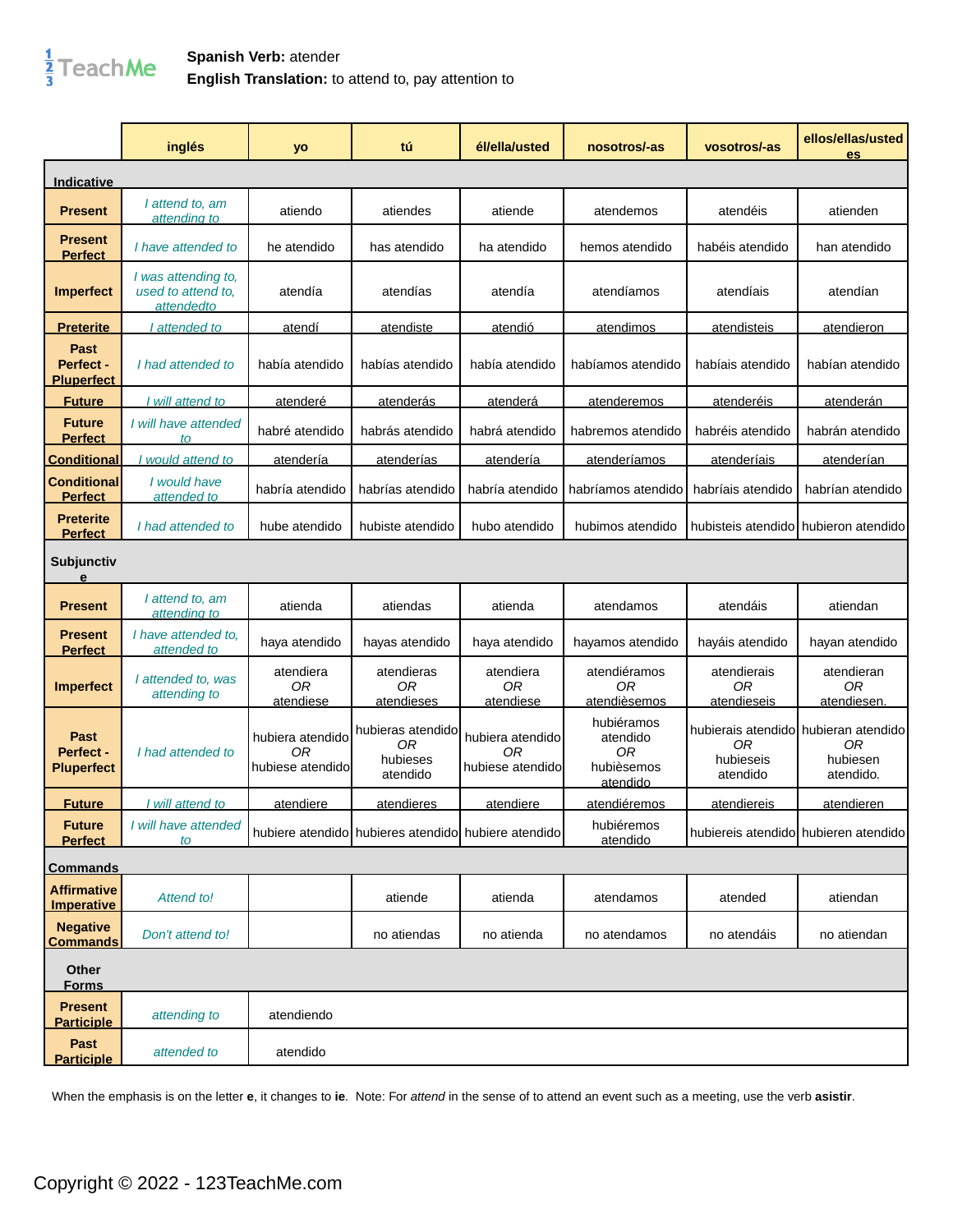**Spanish Verb:** atender
**English Translation:** to attend to, pay attention to

| | inglés | yo | tú | él/ella/usted | nosotros/-as | vosotros/-as | ellos/ellas/ustedes |
|---|---|---|---|---|---|---|---|
| **Indicative** | | | | | | | |
| **Present** | *I attend to, am attending to* | atiendo | atiendes | atiende | atendemos | atendéis | atienden |
| **Present Perfect** | *I have attended to* | he atendido | has atendido | ha atendido | hemos atendido | habéis atendido | han atendido |
| **Imperfect** | *I was attending to, used to attend to, attendedto* | atendía | atendías | atendía | atendíamos | atendíais | atendían |
| **Preterite** | *I attended to* | atendí | atendiste | atendió | atendimos | atendisteis | atendieron |
| **Past Perfect - Pluperfect** | *I had attended to* | había atendido | habías atendido | había atendido | habíamos atendido | habíais atendido | habían atendido |
| **Future** | *I will attend to* | atenderé | atenderás | atenderá | atenderemos | atenderéis | atenderán |
| **Future Perfect** | *I will have attended to* | habré atendido | habrás atendido | habrá atendido | habremos atendido | habréis atendido | habrán atendido |
| **Conditional** | *I would attend to* | atendería | atenderías | atendería | atenderíamos | atenderíais | atenderían |
| **Conditional Perfect** | *I would have attended to* | habría atendido | habrías atendido | habría atendido | habríamos atendido | habríais atendido | habrían atendido |
| **Preterite Perfect** | *I had attended to* | hube atendido | hubiste atendido | hubo atendido | hubimos atendido | hubisteis atendido | hubieron atendido |
| **Subjunctive** | | | | | | | |
| **Present** | *I attend to, am attending to* | atienda | atiendas | atienda | atendamos | atendáis | atiendan |
| **Present Perfect** | *I have attended to, attended to* | haya atendido | hayas atendido | haya atendido | hayamos atendido | hayáis atendido | hayan atendido |
| **Imperfect** | *I attended to, was attending to* | atendiera *OR* atendiese | atendieras *OR* atendieses | atendiera *OR* atendiese | atendiéramos *OR* atendièsemos | atendierais *OR* atendieseis | atendieran *OR* atendiesen. |
| **Past Perfect - Pluperfect** | *I had attended to* | hubiera atendido *OR* hubiese atendido | hubieras atendido *OR* hubieses atendido | hubiera atendido *OR* hubiese atendido | hubiéramos atendido *OR* hubièsemos atendido | hubierais atendido *OR* hubieseis atendido | hubieran atendido *OR* hubiesen atendido. |
| **Future** | *I will attend to* | atendiere | atendieres | atendiere | atendiéremos | atendiereis | atendieren |
| **Future Perfect** | *I will have attended to* | hubiere atendido | hubieres atendido | hubiere atendido | hubiéremos atendido | hubiereis atendido | hubieren atendido |
| **Commands** | | | | | | | |
| **Affirmative Imperative** | *Attend to!* | | atiende | atienda | atendamos | atended | atiendan |
| **Negative Commands** | *Don't attend to!* | | no atiendas | no atienda | no atendamos | no atendáis | no atiendan |
| **Other Forms** | | | | | | | |
| **Present Participle** | *attending to* | atendiendo | | | | | |
| **Past Participle** | *attended to* | atendido | | | | | |

When the emphasis is on the letter **e**, it changes to **ie**. Note: For *attend* in the sense of to attend an event such as a meeting, use the verb **asistir**.

Copyright © 2022 - 123TeachMe.com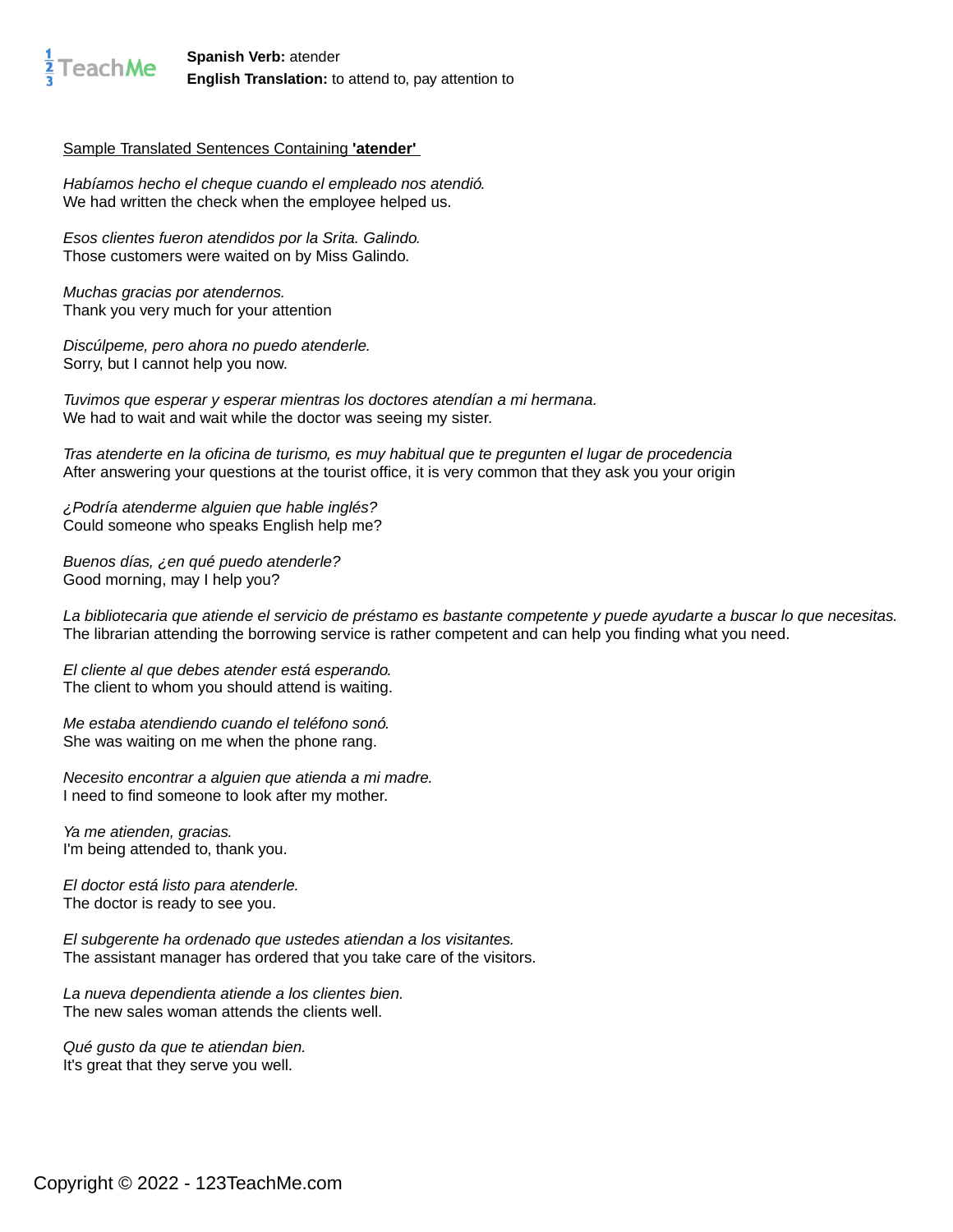**Spanish Verb:** atender
**English Translation:** to attend to, pay attention to

Sample Translated Sentences Containing **'atender'**

*Habíamos hecho el cheque cuando el empleado nos atendió.*
We had written the check when the employee helped us.

*Esos clientes fueron atendidos por la Srita. Galindo.*
Those customers were waited on by Miss Galindo.

*Muchas gracias por atendernos.*
Thank you very much for your attention

*Discúlpeme, pero ahora no puedo atenderle.*
Sorry, but I cannot help you now.

*Tuvimos que esperar y esperar mientras los doctores atendían a mi hermana.*
We had to wait and wait while the doctor was seeing my sister.

*Tras atenderte en la oficina de turismo, es muy habitual que te pregunten el lugar de procedencia*
After answering your questions at the tourist office, it is very common that they ask you your origin

*¿Podría atenderme alguien que hable inglés?*
Could someone who speaks English help me?

*Buenos días, ¿en qué puedo atenderle?*
Good morning, may I help you?

*La bibliotecaria que atiende el servicio de préstamo es bastante competente y puede ayudarte a buscar lo que necesitas.*
The librarian attending the borrowing service is rather competent and can help you finding what you need.

*El cliente al que debes atender está esperando.*
The client to whom you should attend is waiting.

*Me estaba atendiendo cuando el teléfono sonó.*
She was waiting on me when the phone rang.

*Necesito encontrar a alguien que atienda a mi madre.*
I need to find someone to look after my mother.

*Ya me atienden, gracias.*
I'm being attended to, thank you.

*El doctor está listo para atenderle.*
The doctor is ready to see you.

*El subgerente ha ordenado que ustedes atiendan a los visitantes.*
The assistant manager has ordered that you take care of the visitors.

*La nueva dependienta atiende a los clientes bien.*
The new sales woman attends the clients well.

*Qué gusto da que te atiendan bien.*
It's great that they serve you well.

Copyright © 2022 - 123TeachMe.com